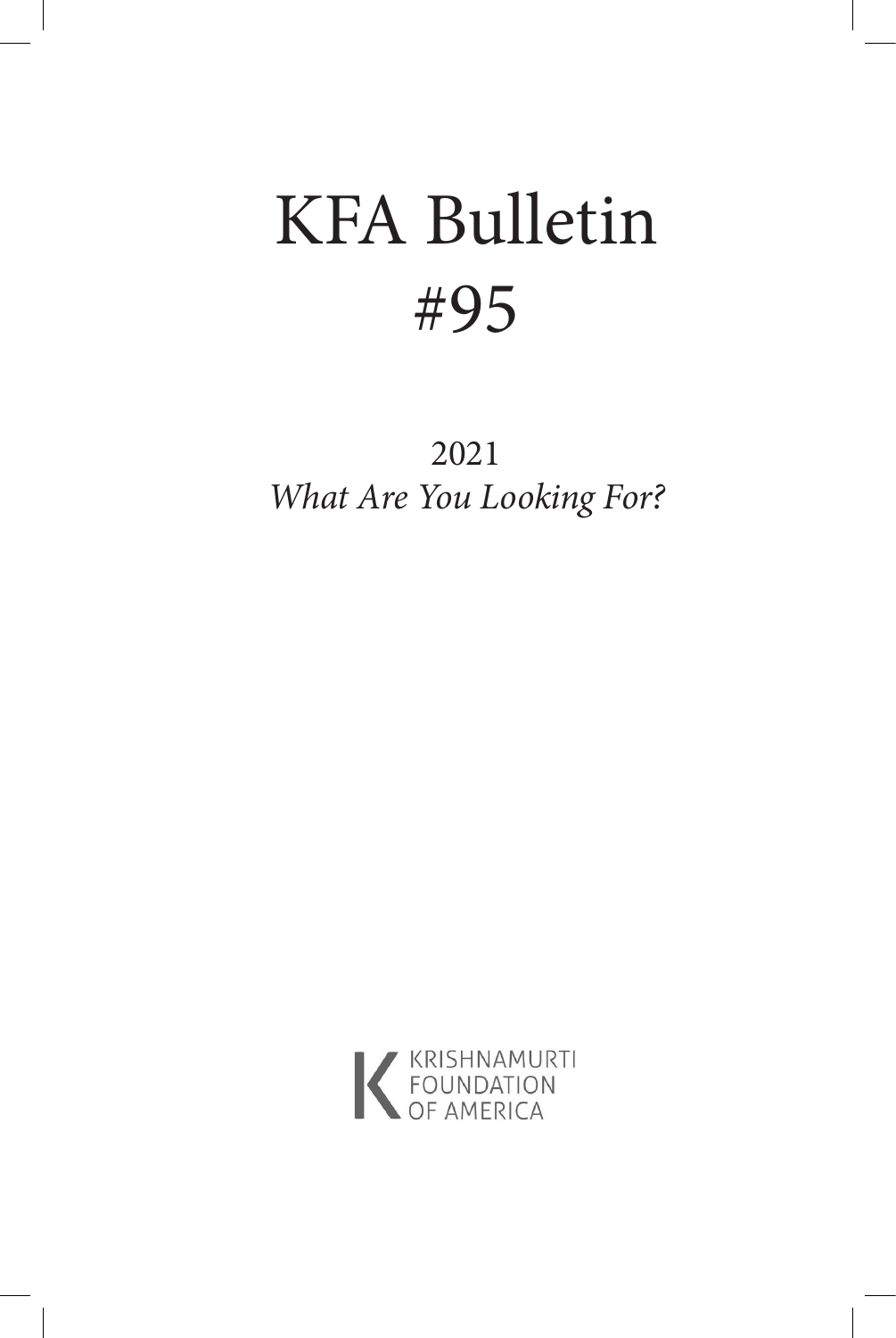# KFA Bulletin #95

2021

*What Are You Looking For?*

KRISHNAMURTI FOUNDATION OF AMERICA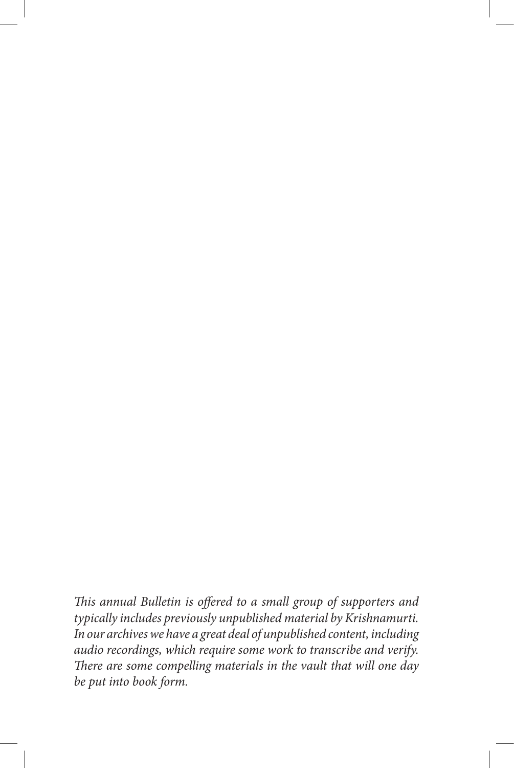*This annual Bulletin is offered to a small group of supporters and typically includes previously unpublished material by Krishnamurti. In our archives we have a great deal of unpublished content, including audio recordings, which require some work to transcribe and verify. There are some compelling materials in the vault that will one day be put into book form.*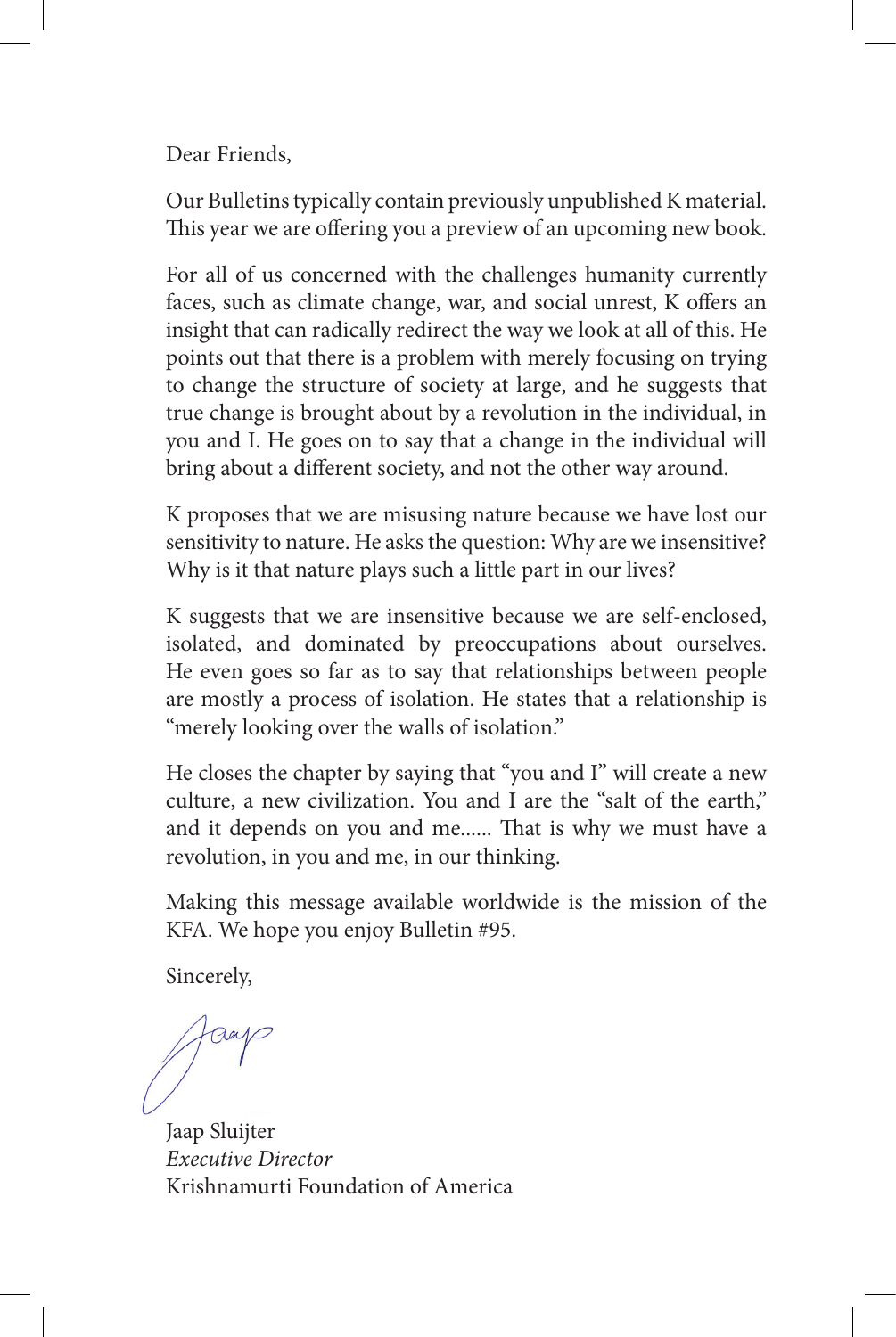Dear Friends,

Our Bulletins typically contain previously unpublished K material. This year we are offering you a preview of an upcoming new book.

For all of us concerned with the challenges humanity currently faces, such as climate change, war, and social unrest, K offers an insight that can radically redirect the way we look at all of this. He points out that there is a problem with merely focusing on trying to change the structure of society at large, and he suggests that true change is brought about by a revolution in the individual, in you and I. He goes on to say that a change in the individual will bring about a different society, and not the other way around.

K proposes that we are misusing nature because we have lost our sensitivity to nature. He asks the question: Why are we insensitive? Why is it that nature plays such a little part in our lives?

K suggests that we are insensitive because we are self-enclosed, isolated, and dominated by preoccupations about ourselves. He even goes so far as to say that relationships between people are mostly a process of isolation. He states that a relationship is "merely looking over the walls of isolation."

He closes the chapter by saying that "you and I" will create a new culture, a new civilization. You and I are the "salt of the earth," and it depends on you and me...... That is why we must have a revolution, in you and me, in our thinking.

Making this message available worldwide is the mission of the KFA. We hope you enjoy Bulletin #95.

Sincerely,

Jaap

Jaap Sluijter  
*Executive Director*  
Krishnamurti Foundation of America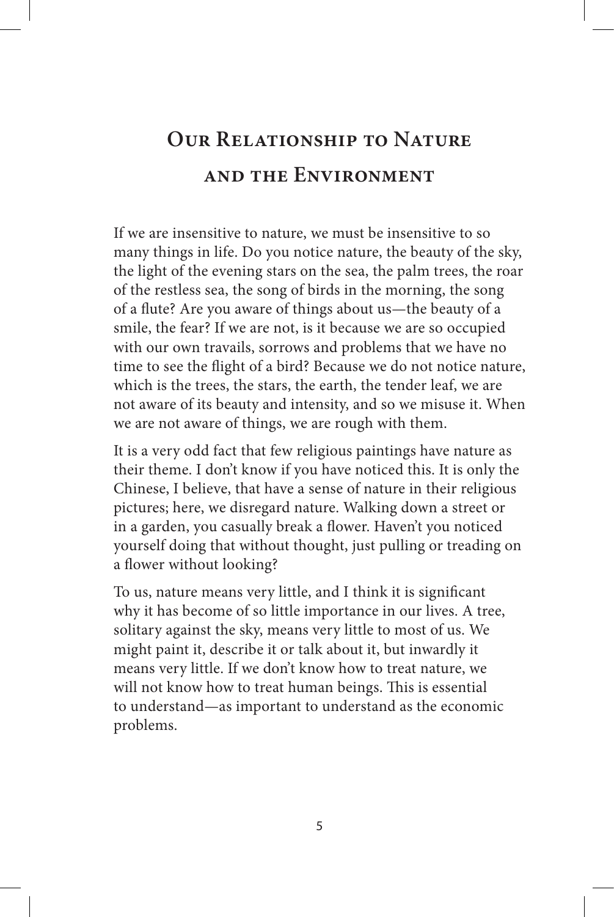# Our Relationship to Nature and the Environment

If we are insensitive to nature, we must be insensitive to so many things in life. Do you notice nature, the beauty of the sky, the light of the evening stars on the sea, the palm trees, the roar of the restless sea, the song of birds in the morning, the song of a flute? Are you aware of things about us—the beauty of a smile, the fear? If we are not, is it because we are so occupied with our own travails, sorrows and problems that we have no time to see the flight of a bird? Because we do not notice nature, which is the trees, the stars, the earth, the tender leaf, we are not aware of its beauty and intensity, and so we misuse it. When we are not aware of things, we are rough with them.

It is a very odd fact that few religious paintings have nature as their theme. I don't know if you have noticed this. It is only the Chinese, I believe, that have a sense of nature in their religious pictures; here, we disregard nature. Walking down a street or in a garden, you casually break a flower. Haven't you noticed yourself doing that without thought, just pulling or treading on a flower without looking?

To us, nature means very little, and I think it is significant why it has become of so little importance in our lives. A tree, solitary against the sky, means very little to most of us. We might paint it, describe it or talk about it, but inwardly it means very little. If we don't know how to treat nature, we will not know how to treat human beings. This is essential to understand—as important to understand as the economic problems.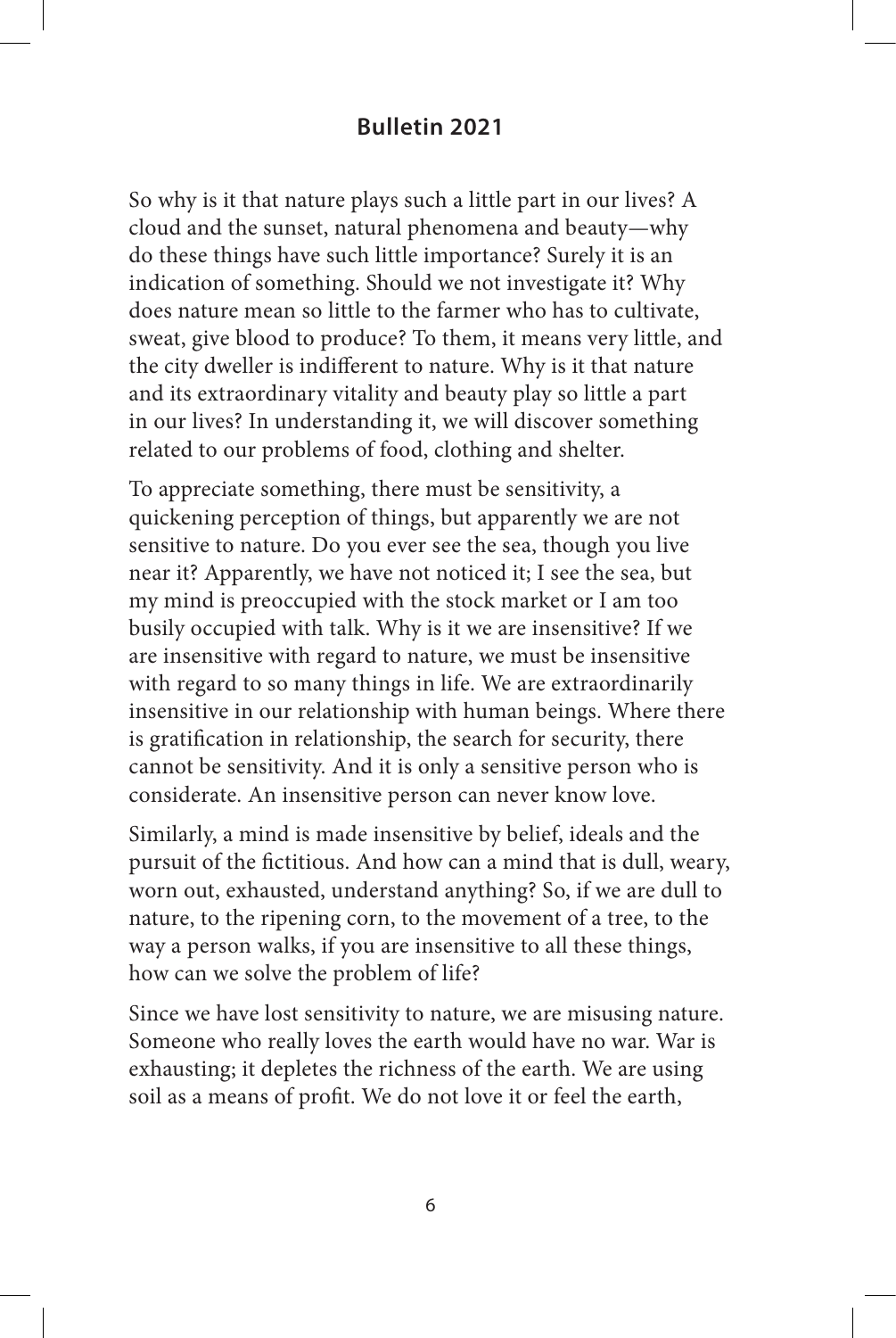So why is it that nature plays such a little part in our lives? A cloud and the sunset, natural phenomena and beauty—why do these things have such little importance? Surely it is an indication of something. Should we not investigate it? Why does nature mean so little to the farmer who has to cultivate, sweat, give blood to produce? To them, it means very little, and the city dweller is indifferent to nature. Why is it that nature and its extraordinary vitality and beauty play so little a part in our lives? In understanding it, we will discover something related to our problems of food, clothing and shelter.

To appreciate something, there must be sensitivity, a quickening perception of things, but apparently we are not sensitive to nature. Do you ever see the sea, though you live near it? Apparently, we have not noticed it; I see the sea, but my mind is preoccupied with the stock market or I am too busily occupied with talk. Why is it we are insensitive? If we are insensitive with regard to nature, we must be insensitive with regard to so many things in life. We are extraordinarily insensitive in our relationship with human beings. Where there is gratification in relationship, the search for security, there cannot be sensitivity. And it is only a sensitive person who is considerate. An insensitive person can never know love.

Similarly, a mind is made insensitive by belief, ideals and the pursuit of the fictitious. And how can a mind that is dull, weary, worn out, exhausted, understand anything? So, if we are dull to nature, to the ripening corn, to the movement of a tree, to the way a person walks, if you are insensitive to all these things, how can we solve the problem of life?

Since we have lost sensitivity to nature, we are misusing nature. Someone who really loves the earth would have no war. War is exhausting; it depletes the richness of the earth. We are using soil as a means of profit. We do not love it or feel the earth,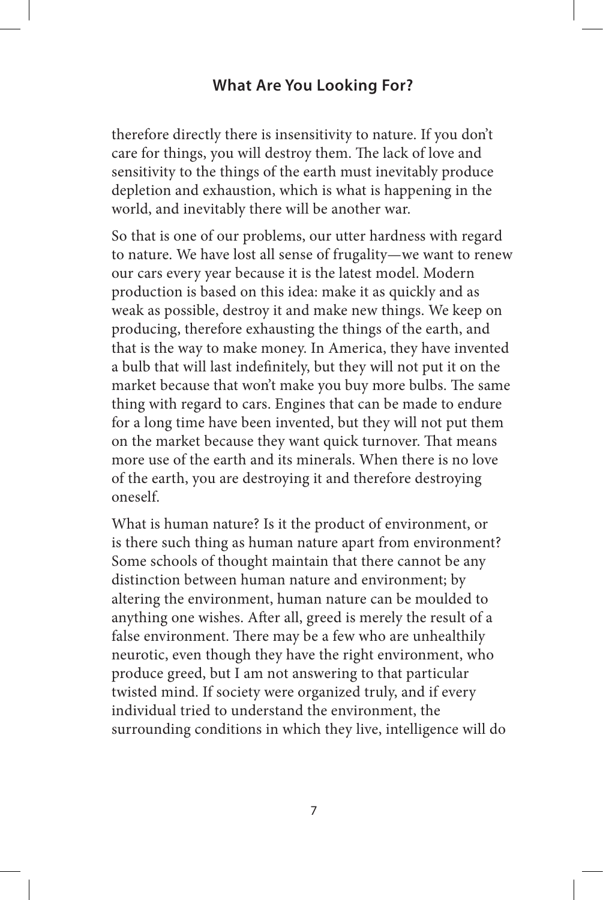therefore directly there is insensitivity to nature. If you don't care for things, you will destroy them. The lack of love and sensitivity to the things of the earth must inevitably produce depletion and exhaustion, which is what is happening in the world, and inevitably there will be another war.

So that is one of our problems, our utter hardness with regard to nature. We have lost all sense of frugality—we want to renew our cars every year because it is the latest model. Modern production is based on this idea: make it as quickly and as weak as possible, destroy it and make new things. We keep on producing, therefore exhausting the things of the earth, and that is the way to make money. In America, they have invented a bulb that will last indefinitely, but they will not put it on the market because that won't make you buy more bulbs. The same thing with regard to cars. Engines that can be made to endure for a long time have been invented, but they will not put them on the market because they want quick turnover. That means more use of the earth and its minerals. When there is no love of the earth, you are destroying it and therefore destroying oneself.

What is human nature? Is it the product of environment, or is there such thing as human nature apart from environment? Some schools of thought maintain that there cannot be any distinction between human nature and environment; by altering the environment, human nature can be moulded to anything one wishes. After all, greed is merely the result of a false environment. There may be a few who are unhealthily neurotic, even though they have the right environment, who produce greed, but I am not answering to that particular twisted mind. If society were organized truly, and if every individual tried to understand the environment, the surrounding conditions in which they live, intelligence will do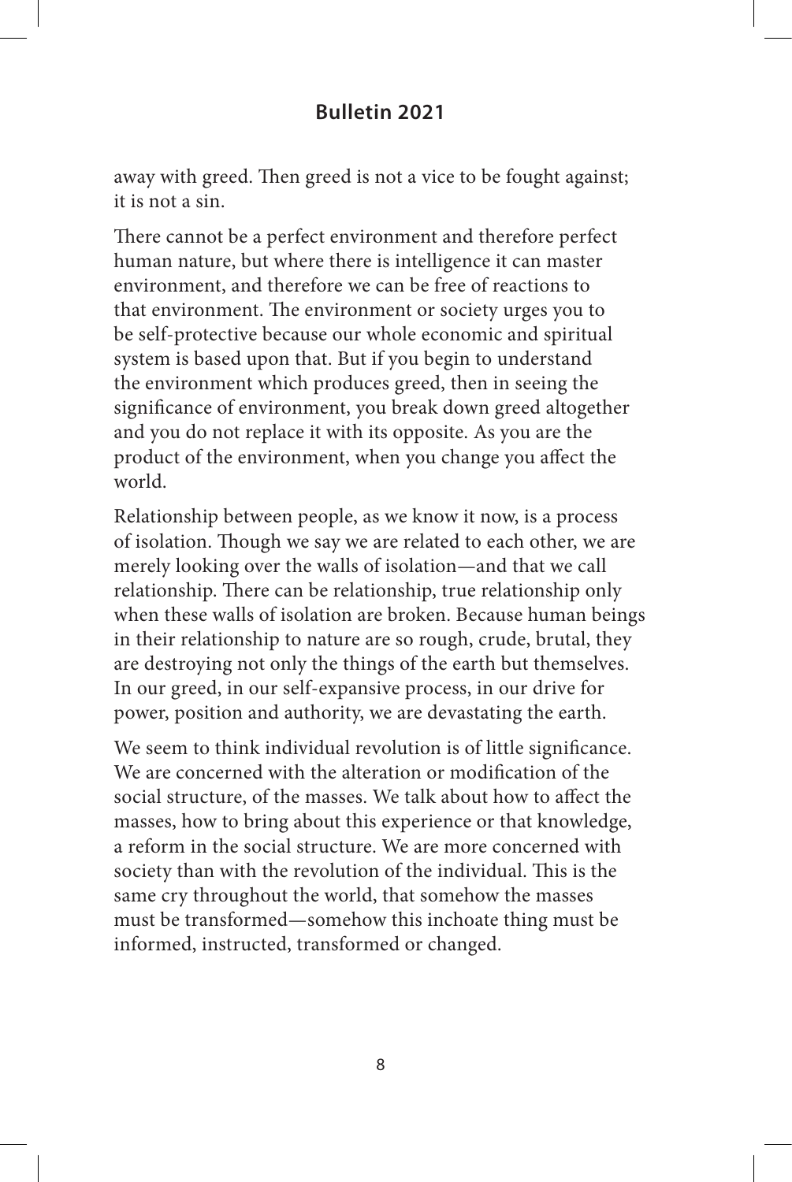away with greed. Then greed is not a vice to be fought against; it is not a sin.

There cannot be a perfect environment and therefore perfect human nature, but where there is intelligence it can master environment, and therefore we can be free of reactions to that environment. The environment or society urges you to be self-protective because our whole economic and spiritual system is based upon that. But if you begin to understand the environment which produces greed, then in seeing the significance of environment, you break down greed altogether and you do not replace it with its opposite. As you are the product of the environment, when you change you affect the world.

Relationship between people, as we know it now, is a process of isolation. Though we say we are related to each other, we are merely looking over the walls of isolation—and that we call relationship. There can be relationship, true relationship only when these walls of isolation are broken. Because human beings in their relationship to nature are so rough, crude, brutal, they are destroying not only the things of the earth but themselves. In our greed, in our self-expansive process, in our drive for power, position and authority, we are devastating the earth.

We seem to think individual revolution is of little significance. We are concerned with the alteration or modification of the social structure, of the masses. We talk about how to affect the masses, how to bring about this experience or that knowledge, a reform in the social structure. We are more concerned with society than with the revolution of the individual. This is the same cry throughout the world, that somehow the masses must be transformed—somehow this inchoate thing must be informed, instructed, transformed or changed.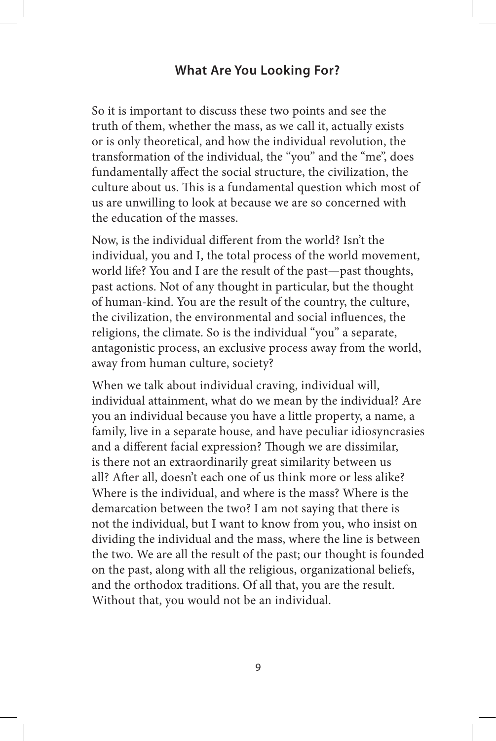So it is important to discuss these two points and see the truth of them, whether the mass, as we call it, actually exists or is only theoretical, and how the individual revolution, the transformation of the individual, the "you" and the "me", does fundamentally affect the social structure, the civilization, the culture about us. This is a fundamental question which most of us are unwilling to look at because we are so concerned with the education of the masses.

Now, is the individual different from the world? Isn't the individual, you and I, the total process of the world movement, world life? You and I are the result of the past—past thoughts, past actions. Not of any thought in particular, but the thought of human-kind. You are the result of the country, the culture, the civilization, the environmental and social influences, the religions, the climate. So is the individual "you" a separate, antagonistic process, an exclusive process away from the world, away from human culture, society?

When we talk about individual craving, individual will, individual attainment, what do we mean by the individual? Are you an individual because you have a little property, a name, a family, live in a separate house, and have peculiar idiosyncrasies and a different facial expression? Though we are dissimilar, is there not an extraordinarily great similarity between us all? After all, doesn't each one of us think more or less alike? Where is the individual, and where is the mass? Where is the demarcation between the two? I am not saying that there is not the individual, but I want to know from you, who insist on dividing the individual and the mass, where the line is between the two. We are all the result of the past; our thought is founded on the past, along with all the religious, organizational beliefs, and the orthodox traditions. Of all that, you are the result. Without that, you would not be an individual.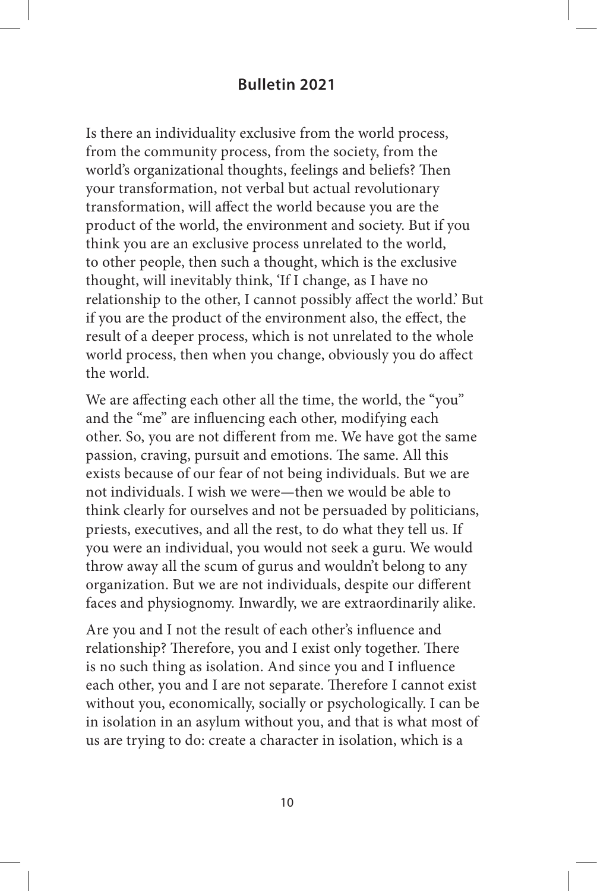Is there an individuality exclusive from the world process, from the community process, from the society, from the world's organizational thoughts, feelings and beliefs? Then your transformation, not verbal but actual revolutionary transformation, will affect the world because you are the product of the world, the environment and society. But if you think you are an exclusive process unrelated to the world, to other people, then such a thought, which is the exclusive thought, will inevitably think, 'If I change, as I have no relationship to the other, I cannot possibly affect the world.' But if you are the product of the environment also, the effect, the result of a deeper process, which is not unrelated to the whole world process, then when you change, obviously you do affect the world.

We are affecting each other all the time, the world, the "you" and the "me" are influencing each other, modifying each other. So, you are not different from me. We have got the same passion, craving, pursuit and emotions. The same. All this exists because of our fear of not being individuals. But we are not individuals. I wish we were—then we would be able to think clearly for ourselves and not be persuaded by politicians, priests, executives, and all the rest, to do what they tell us. If you were an individual, you would not seek a guru. We would throw away all the scum of gurus and wouldn't belong to any organization. But we are not individuals, despite our different faces and physiognomy. Inwardly, we are extraordinarily alike.

Are you and I not the result of each other's influence and relationship? Therefore, you and I exist only together. There is no such thing as isolation. And since you and I influence each other, you and I are not separate. Therefore I cannot exist without you, economically, socially or psychologically. I can be in isolation in an asylum without you, and that is what most of us are trying to do: create a character in isolation, which is a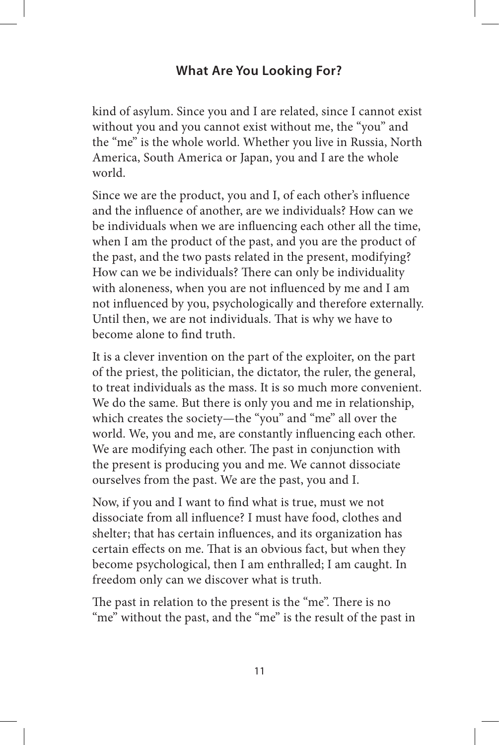kind of asylum. Since you and I are related, since I cannot exist without you and you cannot exist without me, the "you" and the "me" is the whole world. Whether you live in Russia, North America, South America or Japan, you and I are the whole world.

Since we are the product, you and I, of each other's influence and the influence of another, are we individuals? How can we be individuals when we are influencing each other all the time, when I am the product of the past, and you are the product of the past, and the two pasts related in the present, modifying? How can we be individuals? There can only be individuality with aloneness, when you are not influenced by me and I am not influenced by you, psychologically and therefore externally. Until then, we are not individuals. That is why we have to become alone to find truth.

It is a clever invention on the part of the exploiter, on the part of the priest, the politician, the dictator, the ruler, the general, to treat individuals as the mass. It is so much more convenient. We do the same. But there is only you and me in relationship, which creates the society—the "you" and "me" all over the world. We, you and me, are constantly influencing each other. We are modifying each other. The past in conjunction with the present is producing you and me. We cannot dissociate ourselves from the past. We are the past, you and I.

Now, if you and I want to find what is true, must we not dissociate from all influence? I must have food, clothes and shelter; that has certain influences, and its organization has certain effects on me. That is an obvious fact, but when they become psychological, then I am enthralled; I am caught. In freedom only can we discover what is truth.

The past in relation to the present is the "me". There is no "me" without the past, and the "me" is the result of the past in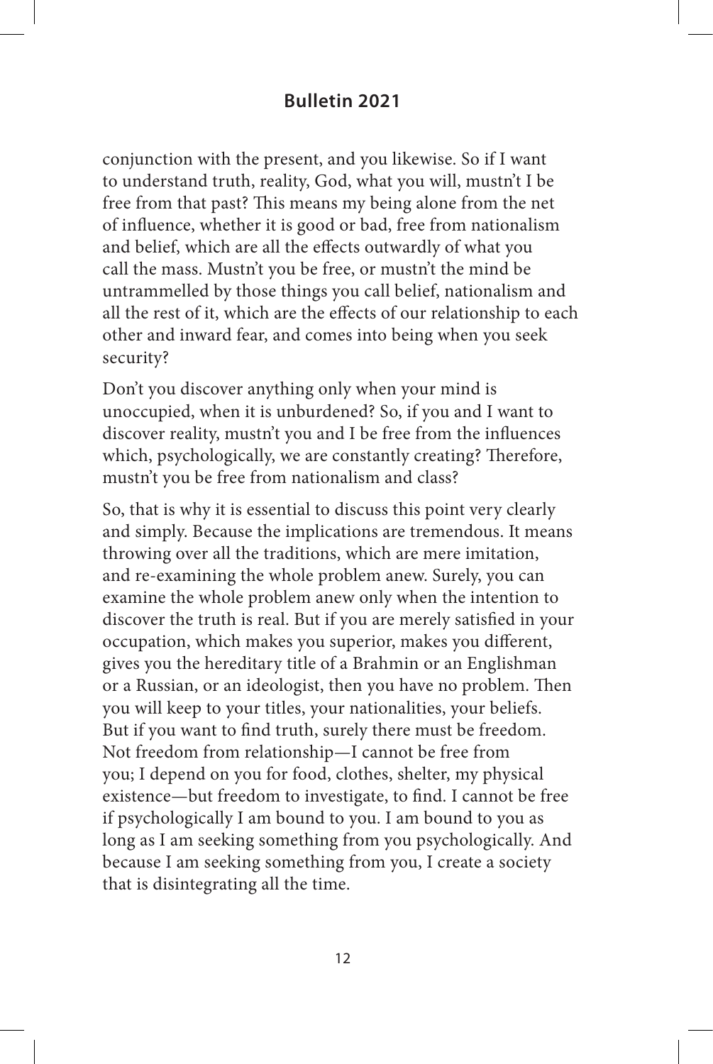conjunction with the present, and you likewise. So if I want to understand truth, reality, God, what you will, mustn't I be free from that past? This means my being alone from the net of influence, whether it is good or bad, free from nationalism and belief, which are all the effects outwardly of what you call the mass. Mustn't you be free, or mustn't the mind be untrammelled by those things you call belief, nationalism and all the rest of it, which are the effects of our relationship to each other and inward fear, and comes into being when you seek security?

Don't you discover anything only when your mind is unoccupied, when it is unburdened? So, if you and I want to discover reality, mustn't you and I be free from the influences which, psychologically, we are constantly creating? Therefore, mustn't you be free from nationalism and class?

So, that is why it is essential to discuss this point very clearly and simply. Because the implications are tremendous. It means throwing over all the traditions, which are mere imitation, and re-examining the whole problem anew. Surely, you can examine the whole problem anew only when the intention to discover the truth is real. But if you are merely satisfied in your occupation, which makes you superior, makes you different, gives you the hereditary title of a Brahmin or an Englishman or a Russian, or an ideologist, then you have no problem. Then you will keep to your titles, your nationalities, your beliefs. But if you want to find truth, surely there must be freedom. Not freedom from relationship—I cannot be free from you; I depend on you for food, clothes, shelter, my physical existence—but freedom to investigate, to find. I cannot be free if psychologically I am bound to you. I am bound to you as long as I am seeking something from you psychologically. And because I am seeking something from you, I create a society that is disintegrating all the time.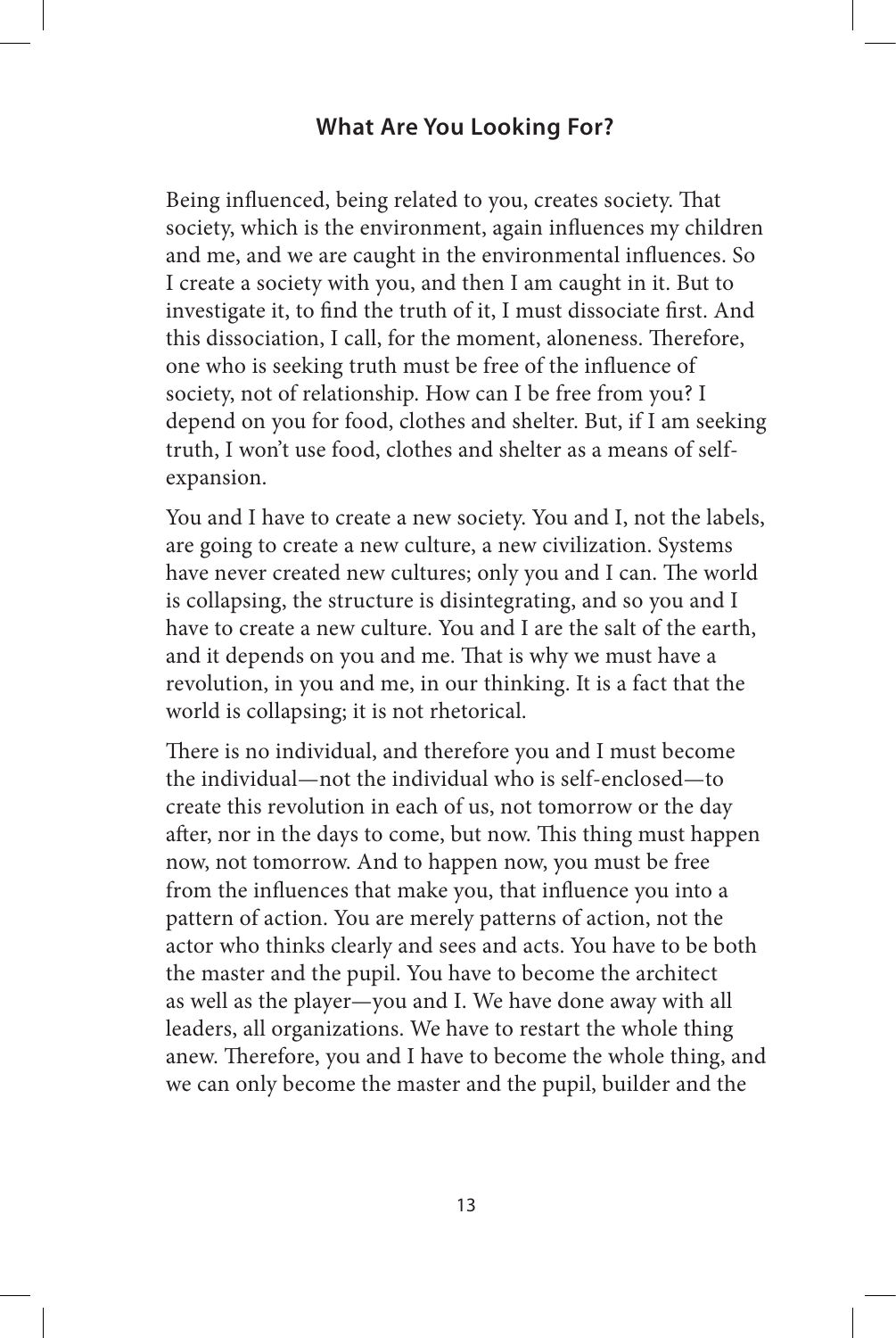Being influenced, being related to you, creates society. That society, which is the environment, again influences my children and me, and we are caught in the environmental influences. So I create a society with you, and then I am caught in it. But to investigate it, to find the truth of it, I must dissociate first. And this dissociation, I call, for the moment, aloneness. Therefore, one who is seeking truth must be free of the influence of society, not of relationship. How can I be free from you? I depend on you for food, clothes and shelter. But, if I am seeking truth, I won't use food, clothes and shelter as a means of self-expansion.

You and I have to create a new society. You and I, not the labels, are going to create a new culture, a new civilization. Systems have never created new cultures; only you and I can. The world is collapsing, the structure is disintegrating, and so you and I have to create a new culture. You and I are the salt of the earth, and it depends on you and me. That is why we must have a revolution, in you and me, in our thinking. It is a fact that the world is collapsing; it is not rhetorical.

There is no individual, and therefore you and I must become the individual—not the individual who is self-enclosed—to create this revolution in each of us, not tomorrow or the day after, nor in the days to come, but now. This thing must happen now, not tomorrow. And to happen now, you must be free from the influences that make you, that influence you into a pattern of action. You are merely patterns of action, not the actor who thinks clearly and sees and acts. You have to be both the master and the pupil. You have to become the architect as well as the player—you and I. We have done away with all leaders, all organizations. We have to restart the whole thing anew. Therefore, you and I have to become the whole thing, and we can only become the master and the pupil, builder and the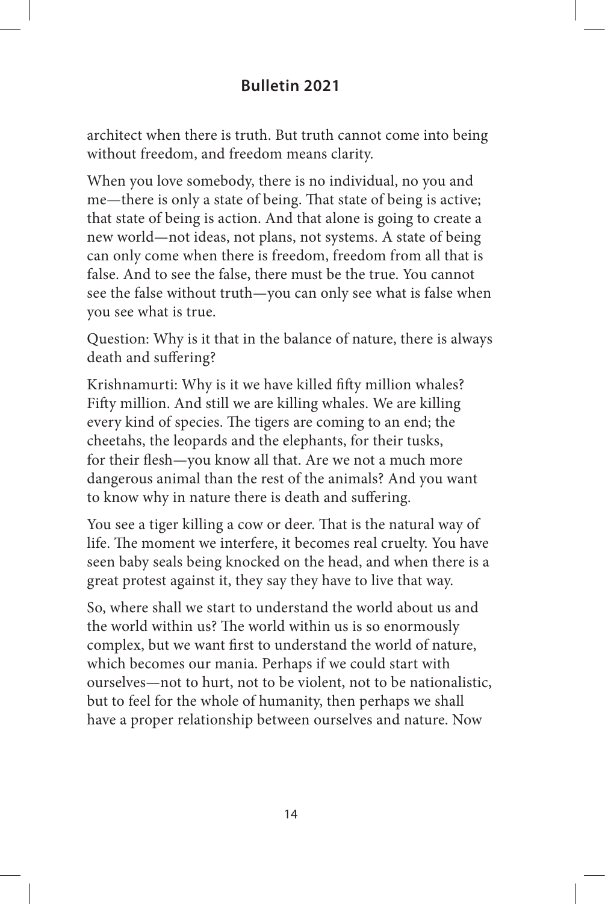architect when there is truth. But truth cannot come into being without freedom, and freedom means clarity.

When you love somebody, there is no individual, no you and me—there is only a state of being. That state of being is active; that state of being is action. And that alone is going to create a new world—not ideas, not plans, not systems. A state of being can only come when there is freedom, freedom from all that is false. And to see the false, there must be the true. You cannot see the false without truth—you can only see what is false when you see what is true.

Question: Why is it that in the balance of nature, there is always death and suffering?

Krishnamurti: Why is it we have killed fifty million whales? Fifty million. And still we are killing whales. We are killing every kind of species. The tigers are coming to an end; the cheetahs, the leopards and the elephants, for their tusks, for their flesh—you know all that. Are we not a much more dangerous animal than the rest of the animals? And you want to know why in nature there is death and suffering.

You see a tiger killing a cow or deer. That is the natural way of life. The moment we interfere, it becomes real cruelty. You have seen baby seals being knocked on the head, and when there is a great protest against it, they say they have to live that way.

So, where shall we start to understand the world about us and the world within us? The world within us is so enormously complex, but we want first to understand the world of nature, which becomes our mania. Perhaps if we could start with ourselves—not to hurt, not to be violent, not to be nationalistic, but to feel for the whole of humanity, then perhaps we shall have a proper relationship between ourselves and nature. Now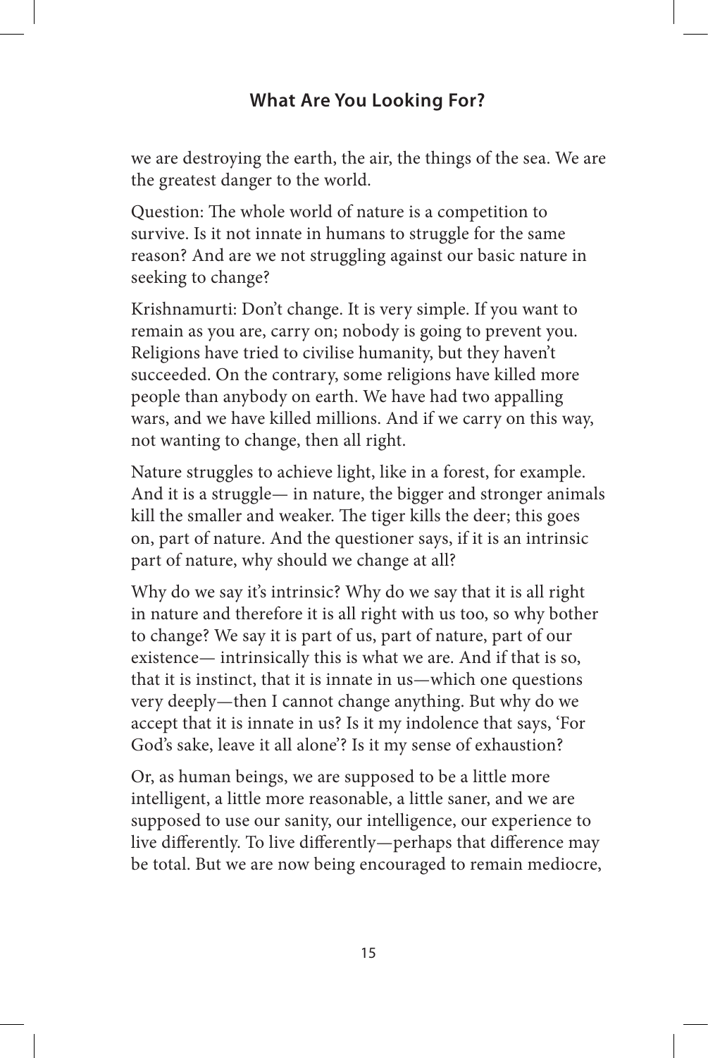we are destroying the earth, the air, the things of the sea. We are the greatest danger to the world.

Question: The whole world of nature is a competition to survive. Is it not innate in humans to struggle for the same reason? And are we not struggling against our basic nature in seeking to change?

Krishnamurti: Don't change. It is very simple. If you want to remain as you are, carry on; nobody is going to prevent you. Religions have tried to civilise humanity, but they haven't succeeded. On the contrary, some religions have killed more people than anybody on earth. We have had two appalling wars, and we have killed millions. And if we carry on this way, not wanting to change, then all right.

Nature struggles to achieve light, like in a forest, for example. And it is a struggle— in nature, the bigger and stronger animals kill the smaller and weaker. The tiger kills the deer; this goes on, part of nature. And the questioner says, if it is an intrinsic part of nature, why should we change at all?

Why do we say it's intrinsic? Why do we say that it is all right in nature and therefore it is all right with us too, so why bother to change? We say it is part of us, part of nature, part of our existence— intrinsically this is what we are. And if that is so, that it is instinct, that it is innate in us—which one questions very deeply—then I cannot change anything. But why do we accept that it is innate in us? Is it my indolence that says, 'For God's sake, leave it all alone'? Is it my sense of exhaustion?

Or, as human beings, we are supposed to be a little more intelligent, a little more reasonable, a little saner, and we are supposed to use our sanity, our intelligence, our experience to live differently. To live differently—perhaps that difference may be total. But we are now being encouraged to remain mediocre,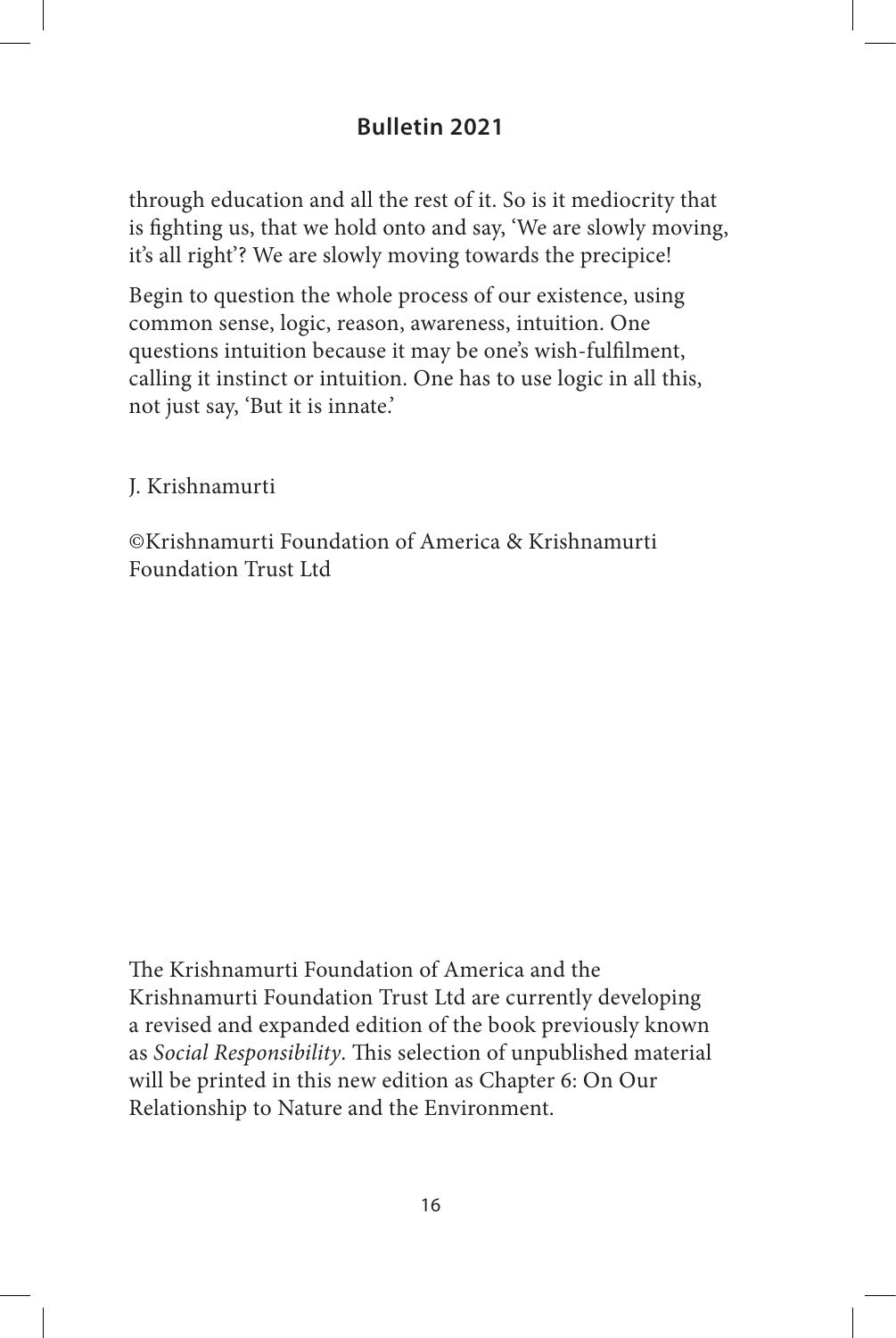through education and all the rest of it. So is it mediocrity that is fighting us, that we hold onto and say, 'We are slowly moving, it's all right'? We are slowly moving towards the precipice!

Begin to question the whole process of our existence, using common sense, logic, reason, awareness, intuition. One questions intuition because it may be one's wish-fulfilment, calling it instinct or intuition. One has to use logic in all this, not just say, 'But it is innate.'

J. Krishnamurti

©Krishnamurti Foundation of America & Krishnamurti Foundation Trust Ltd

The Krishnamurti Foundation of America and the Krishnamurti Foundation Trust Ltd are currently developing a revised and expanded edition of the book previously known as *Social Responsibility*. This selection of unpublished material will be printed in this new edition as Chapter 6: On Our Relationship to Nature and the Environment.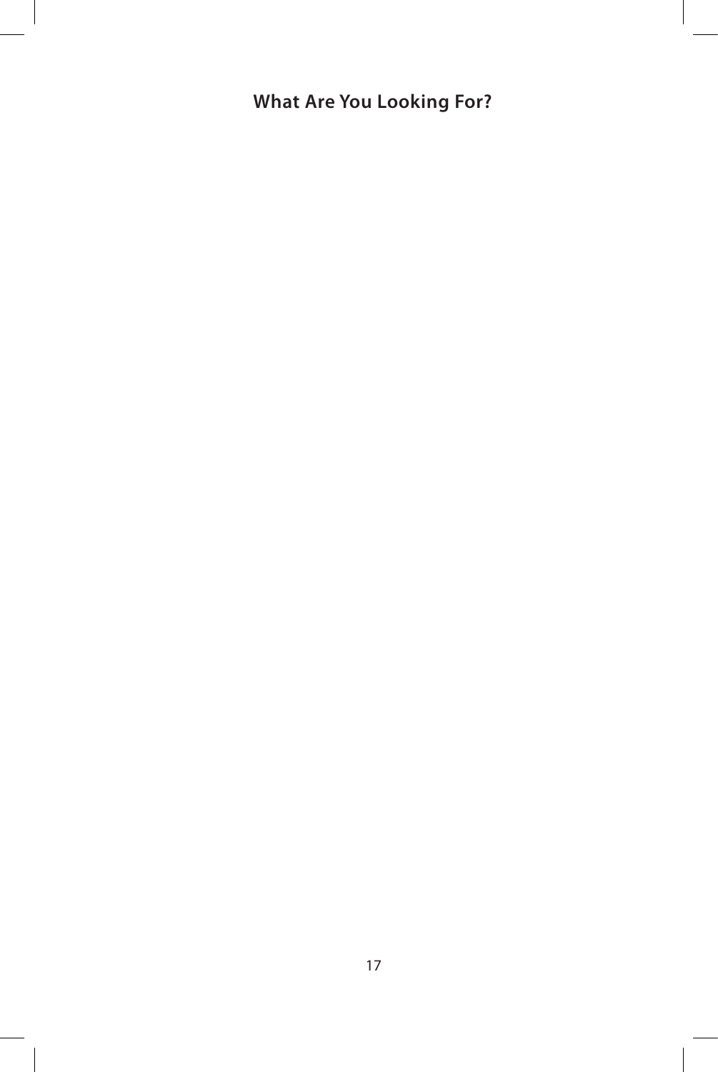# What Are You Looking For?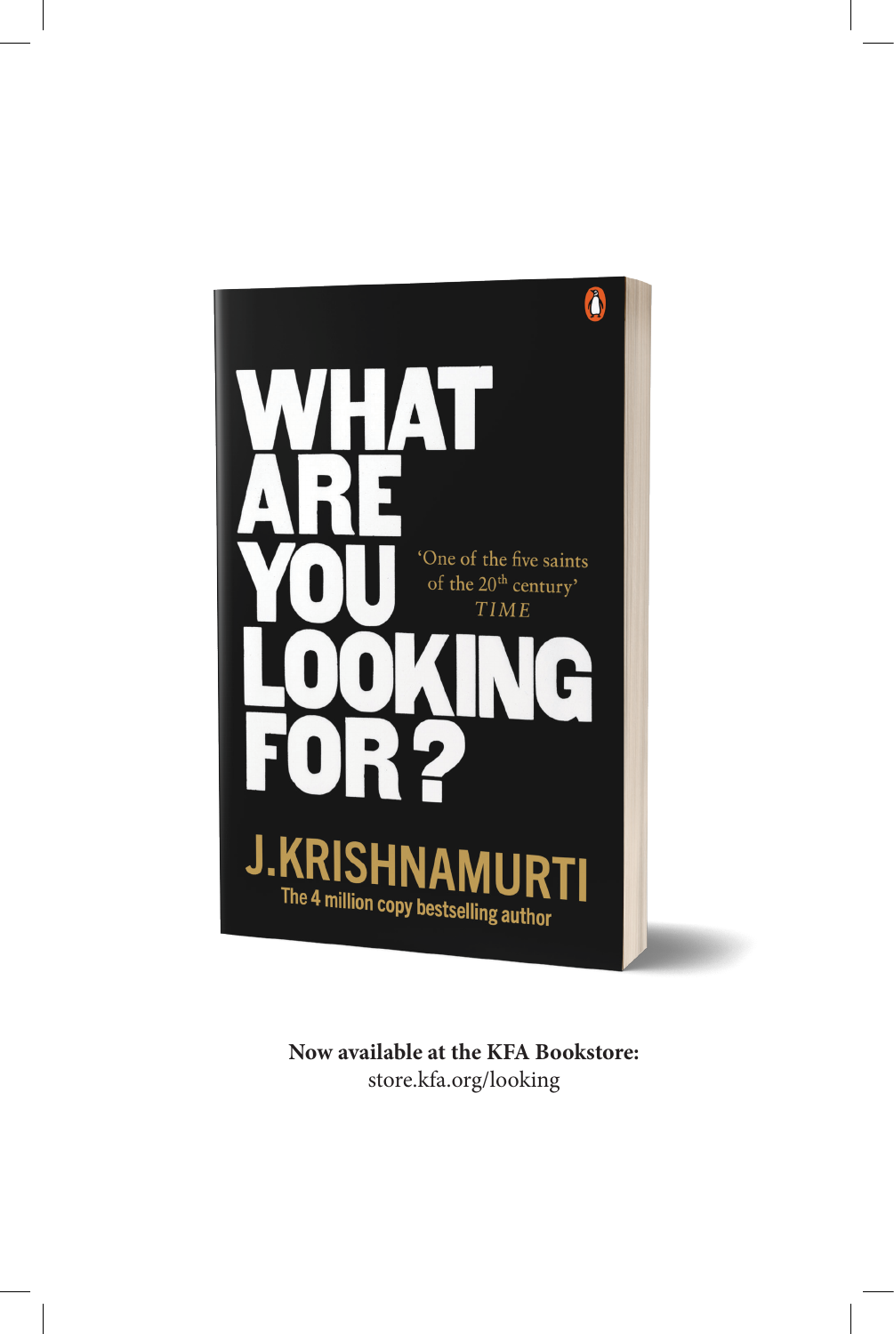# WHAT ARE YOU LOOKING FOR?

'One of the five saints of the 20th century'
*TIME*

J.KRISHNAMURTI

The 4 million copy bestselling author

**Now available at the KFA Bookstore:**
store.kfa.org/looking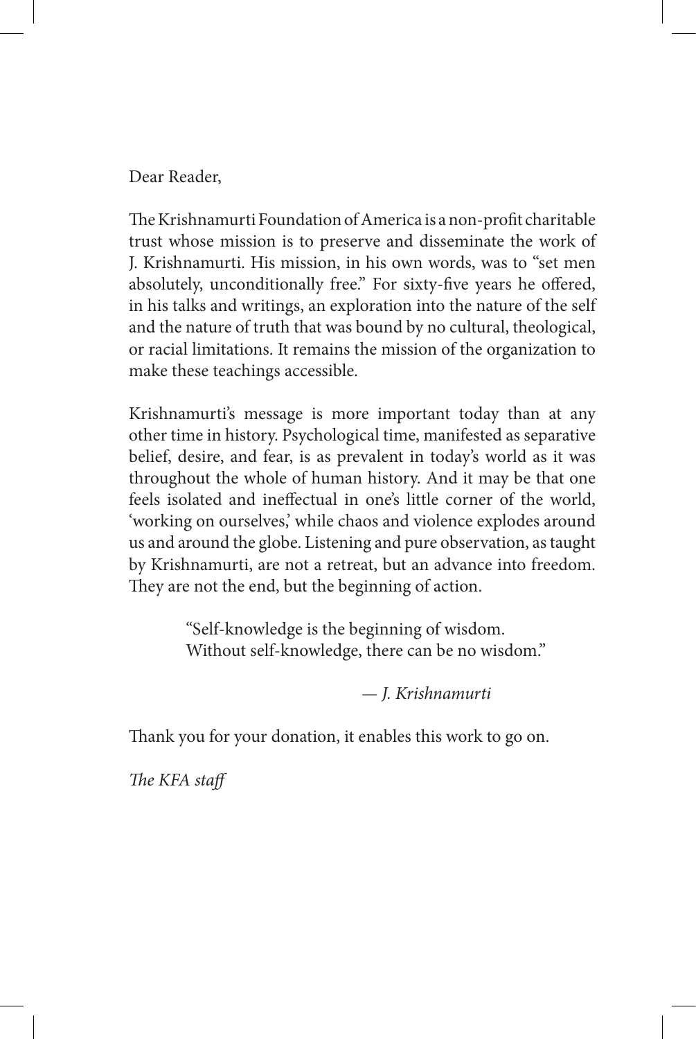Dear Reader,

The Krishnamurti Foundation of America is a non-profit charitable trust whose mission is to preserve and disseminate the work of J. Krishnamurti. His mission, in his own words, was to "set men absolutely, unconditionally free." For sixty-five years he offered, in his talks and writings, an exploration into the nature of the self and the nature of truth that was bound by no cultural, theological, or racial limitations. It remains the mission of the organization to make these teachings accessible.

Krishnamurti's message is more important today than at any other time in history. Psychological time, manifested as separative belief, desire, and fear, is as prevalent in today's world as it was throughout the whole of human history. And it may be that one feels isolated and ineffectual in one's little corner of the world, 'working on ourselves,' while chaos and violence explodes around us and around the globe. Listening and pure observation, as taught by Krishnamurti, are not a retreat, but an advance into freedom. They are not the end, but the beginning of action.

> "Self-knowledge is the beginning of wisdom.
> Without self-knowledge, there can be no wisdom."
>
> — *J. Krishnamurti*

Thank you for your donation, it enables this work to go on.

*The KFA staff*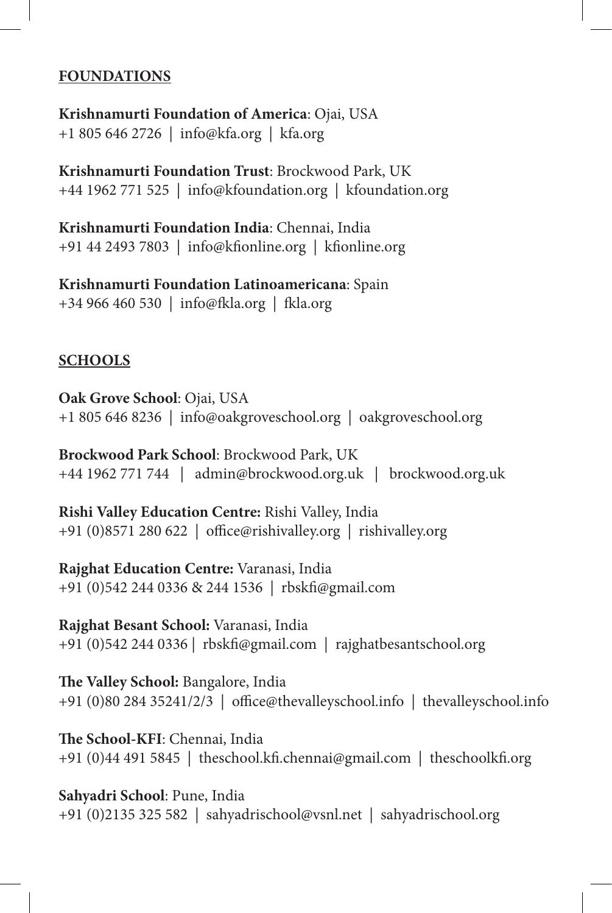**FOUNDATIONS**

**Krishnamurti Foundation of America**: Ojai, USA
+1 805 646 2726 | info@kfa.org | kfa.org

**Krishnamurti Foundation Trust**: Brockwood Park, UK
+44 1962 771 525 | info@kfoundation.org | kfoundation.org

**Krishnamurti Foundation India**: Chennai, India
+91 44 2493 7803 | info@kfionline.org | kfionline.org

**Krishnamurti Foundation Latinoamericana**: Spain
+34 966 460 530 | info@fkla.org | fkla.org

**SCHOOLS**

**Oak Grove School**: Ojai, USA
+1 805 646 8236 | info@oakgroveschool.org | oakgroveschool.org

**Brockwood Park School**: Brockwood Park, UK
+44 1962 771 744 | admin@brockwood.org.uk | brockwood.org.uk

**Rishi Valley Education Centre:** Rishi Valley, India
+91 (0)8571 280 622 | office@rishivalley.org | rishivalley.org

**Rajghat Education Centre:** Varanasi, India
+91 (0)542 244 0336 & 244 1536 | rbskfi@gmail.com

**Rajghat Besant School:** Varanasi, India
+91 (0)542 244 0336 | rbskfi@gmail.com | rajghatbesantschool.org

**The Valley School:** Bangalore, India
+91 (0)80 284 35241/2/3 | office@thevalleyschool.info | thevalleyschool.info

**The School-KFI**: Chennai, India
+91 (0)44 491 5845 | theschool.kfi.chennai@gmail.com | theschoolkfi.org

**Sahyadri School**: Pune, India
+91 (0)2135 325 582 | sahyadrischool@vsnl.net | sahyadrischool.org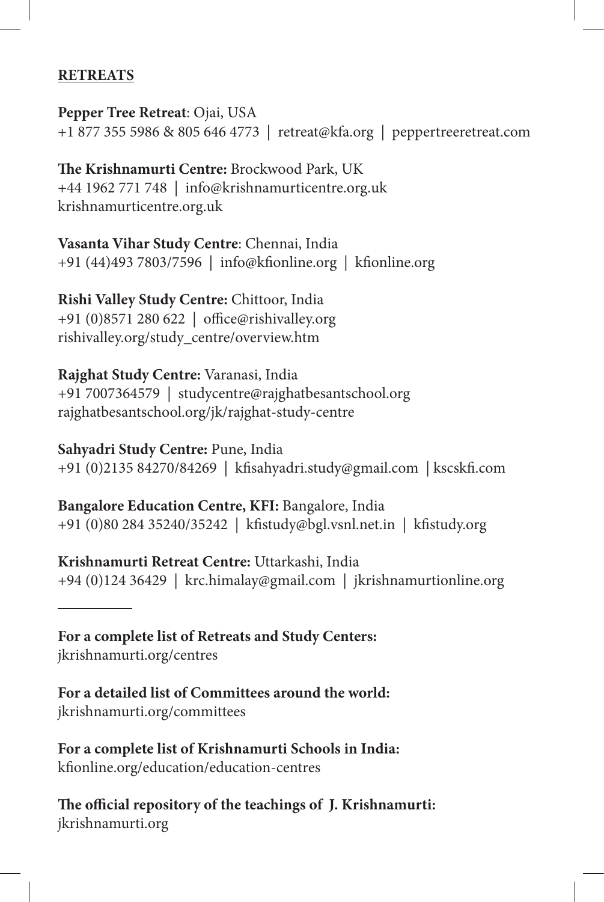**RETREATS**

**Pepper Tree Retreat**: Ojai, USA
+1 877 355 5986 & 805 646 4773 | retreat@kfa.org | peppertreeretreat.com

**The Krishnamurti Centre:** Brockwood Park, UK
+44 1962 771 748 | info@krishnamurticentre.org.uk
krishnamurticentre.org.uk

**Vasanta Vihar Study Centre**: Chennai, India
+91 (44)493 7803/7596 | info@kfionline.org | kfionline.org

**Rishi Valley Study Centre:** Chittoor, India
+91 (0)8571 280 622 | office@rishivalley.org
rishivalley.org/study_centre/overview.htm

**Rajghat Study Centre:** Varanasi, India
+91 7007364579 | studycentre@rajghatbesantschool.org
rajghatbesantschool.org/jk/rajghat-study-centre

**Sahyadri Study Centre:** Pune, India
+91 (0)2135 84270/84269 | kfisahyadri.study@gmail.com | kscskfi.com

**Bangalore Education Centre, KFI:** Bangalore, India
+91 (0)80 284 35240/35242 | kfistudy@bgl.vsnl.net.in | kfistudy.org

**Krishnamurti Retreat Centre:** Uttarkashi, India
+94 (0)124 36429 | krc.himalay@gmail.com | jkrishnamurtionline.org

---

**For a complete list of Retreats and Study Centers:**
jkrishnamurti.org/centres

**For a detailed list of Committees around the world:**
jkrishnamurti.org/committees

**For a complete list of Krishnamurti Schools in India:**
kfionline.org/education/education-centres

**The official repository of the teachings of J. Krishnamurti:**
jkrishnamurti.org